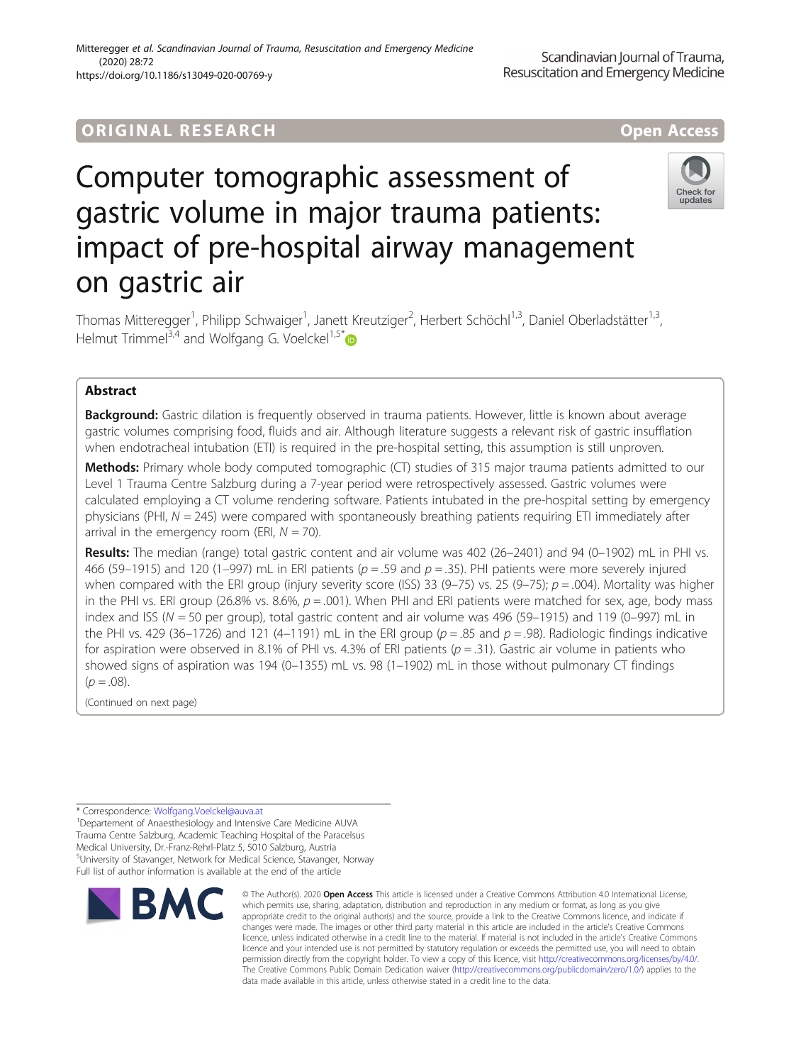ORIGINAL RESEARCH

Open Access

# Computer tomographic assessment of gastric volume in major trauma patients: impact of pre-hospital airway management on gastric air

Thomas Mitteregger[1], Philipp Schwaiger[1], Janett Kreutziger[2], Herbert Schöchl[1,3], Daniel Oberladstätter[1,3], Helmut Trimmel[3,4] and Wolfgang G. Voelckel[1,5*]

## Abstract

**Background:** Gastric dilation is frequently observed in trauma patients. However, little is known about average gastric volumes comprising food, fluids and air. Although literature suggests a relevant risk of gastric insufflation when endotracheal intubation (ETI) is required in the pre-hospital setting, this assumption is still unproven.

**Methods:** Primary whole body computed tomographic (CT) studies of 315 major trauma patients admitted to our Level 1 Trauma Centre Salzburg during a 7-year period were retrospectively assessed. Gastric volumes were calculated employing a CT volume rendering software. Patients intubated in the pre-hospital setting by emergency physicians (PHI, $N = 245$) were compared with spontaneously breathing patients requiring ETI immediately after arrival in the emergency room (ERI, $N = 70$).

**Results:** The median (range) total gastric content and air volume was 402 (26–2401) and 94 (0–1902) mL in PHI vs. 466 (59–1915) and 120 (1–997) mL in ERI patients ($p = .59$ and $p = .35$). PHI patients were more severely injured when compared with the ERI group (injury severity score (ISS) 33 (9–75) vs. 25 (9–75); $p = .004$). Mortality was higher in the PHI vs. ERI group (26.8% vs. 8.6%, $p = .001$). When PHI and ERI patients were matched for sex, age, body mass index and ISS ($N = 50$ per group), total gastric content and air volume was 496 (59–1915) and 119 (0–997) mL in the PHI vs. 429 (36–1726) and 121 (4–1191) mL in the ERI group ($p = .85$ and $p = .98$). Radiologic findings indicative for aspiration were observed in 8.1% of PHI vs. 4.3% of ERI patients ($p = .31$). Gastric air volume in patients who showed signs of aspiration was 194 (0–1355) mL vs. 98 (1–1902) mL in those without pulmonary CT findings ($p = .08$).

(Continued on next page)

* Correspondence: Wolfgang.Voelckel@auva.at

[1]Departement of Anaesthesiology and Intensive Care Medicine AUVA Trauma Centre Salzburg, Academic Teaching Hospital of the Paracelsus Medical University, Dr.-Franz-Rehrl-Platz 5, 5010 Salzburg, Austria

[5]University of Stavanger, Network for Medical Science, Stavanger, Norway

Full list of author information is available at the end of the article

© The Author(s). 2020 **Open Access** This article is licensed under a Creative Commons Attribution 4.0 International License, which permits use, sharing, adaptation, distribution and reproduction in any medium or format, as long as you give appropriate credit to the original author(s) and the source, provide a link to the Creative Commons licence, and indicate if changes were made. The images or other third party material in this article are included in the article's Creative Commons licence, unless indicated otherwise in a credit line to the material. If material is not included in the article's Creative Commons licence and your intended use is not permitted by statutory regulation or exceeds the permitted use, you will need to obtain permission directly from the copyright holder. To view a copy of this licence, visit http://creativecommons.org/licenses/by/4.0/. The Creative Commons Public Domain Dedication waiver (http://creativecommons.org/publicdomain/zero/1.0/) applies to the data made available in this article, unless otherwise stated in a credit line to the data.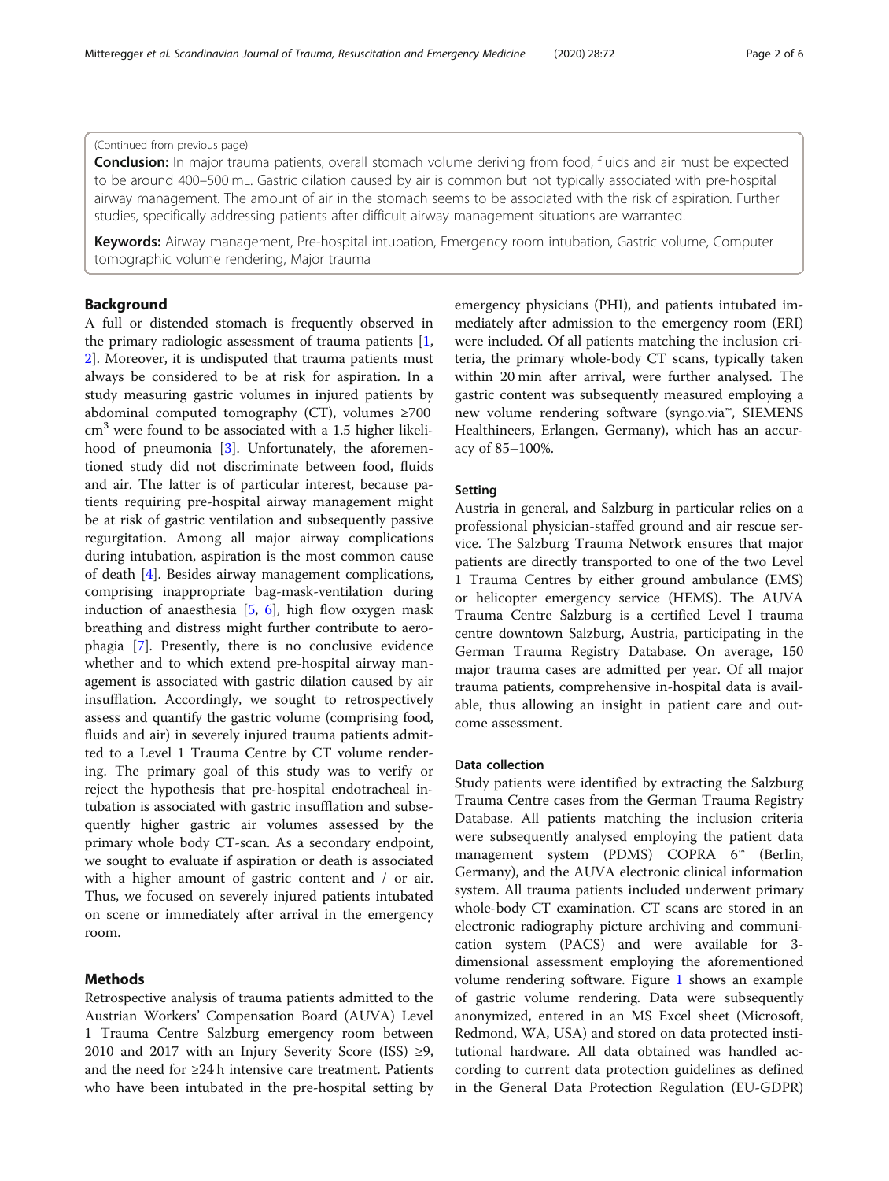(Continued from previous page)

**Conclusion:** In major trauma patients, overall stomach volume deriving from food, fluids and air must be expected to be around 400–500 mL. Gastric dilation caused by air is common but not typically associated with pre-hospital airway management. The amount of air in the stomach seems to be associated with the risk of aspiration. Further studies, specifically addressing patients after difficult airway management situations are warranted.

**Keywords:** Airway management, Pre-hospital intubation, Emergency room intubation, Gastric volume, Computer tomographic volume rendering, Major trauma

## Background

A full or distended stomach is frequently observed in the primary radiologic assessment of trauma patients [1, 2]. Moreover, it is undisputed that trauma patients must always be considered to be at risk for aspiration. In a study measuring gastric volumes in injured patients by abdominal computed tomography (CT), volumes ≥700 $cm^3$ were found to be associated with a 1.5 higher likelihood of pneumonia [3]. Unfortunately, the aforementioned study did not discriminate between food, fluids and air. The latter is of particular interest, because patients requiring pre-hospital airway management might be at risk of gastric ventilation and subsequently passive regurgitation. Among all major airway complications during intubation, aspiration is the most common cause of death [4]. Besides airway management complications, comprising inappropriate bag-mask-ventilation during induction of anaesthesia [5, 6], high flow oxygen mask breathing and distress might further contribute to aerophagia [7]. Presently, there is no conclusive evidence whether and to which extend pre-hospital airway management is associated with gastric dilation caused by air insufflation. Accordingly, we sought to retrospectively assess and quantify the gastric volume (comprising food, fluids and air) in severely injured trauma patients admitted to a Level 1 Trauma Centre by CT volume rendering. The primary goal of this study was to verify or reject the hypothesis that pre-hospital endotracheal intubation is associated with gastric insufflation and subsequently higher gastric air volumes assessed by the primary whole body CT-scan. As a secondary endpoint, we sought to evaluate if aspiration or death is associated with a higher amount of gastric content and / or air. Thus, we focused on severely injured patients intubated on scene or immediately after arrival in the emergency room.

## Methods

Retrospective analysis of trauma patients admitted to the Austrian Workers' Compensation Board (AUVA) Level 1 Trauma Centre Salzburg emergency room between 2010 and 2017 with an Injury Severity Score (ISS) ≥9, and the need for ≥24 h intensive care treatment. Patients who have been intubated in the pre-hospital setting by emergency physicians (PHI), and patients intubated immediately after admission to the emergency room (ERI) were included. Of all patients matching the inclusion criteria, the primary whole-body CT scans, typically taken within 20 min after arrival, were further analysed. The gastric content was subsequently measured employing a new volume rendering software (syngo.via™, SIEMENS Healthineers, Erlangen, Germany), which has an accuracy of 85–100%.

### Setting

Austria in general, and Salzburg in particular relies on a professional physician-staffed ground and air rescue service. The Salzburg Trauma Network ensures that major patients are directly transported to one of the two Level 1 Trauma Centres by either ground ambulance (EMS) or helicopter emergency service (HEMS). The AUVA Trauma Centre Salzburg is a certified Level I trauma centre downtown Salzburg, Austria, participating in the German Trauma Registry Database. On average, 150 major trauma cases are admitted per year. Of all major trauma patients, comprehensive in-hospital data is available, thus allowing an insight in patient care and outcome assessment.

### Data collection

Study patients were identified by extracting the Salzburg Trauma Centre cases from the German Trauma Registry Database. All patients matching the inclusion criteria were subsequently analysed employing the patient data management system (PDMS) COPRA 6™ (Berlin, Germany), and the AUVA electronic clinical information system. All trauma patients included underwent primary whole-body CT examination. CT scans are stored in an electronic radiography picture archiving and communication system (PACS) and were available for 3-dimensional assessment employing the aforementioned volume rendering software. Figure 1 shows an example of gastric volume rendering. Data were subsequently anonymized, entered in an MS Excel sheet (Microsoft, Redmond, WA, USA) and stored on data protected institutional hardware. All data obtained was handled according to current data protection guidelines as defined in the General Data Protection Regulation (EU-GDPR)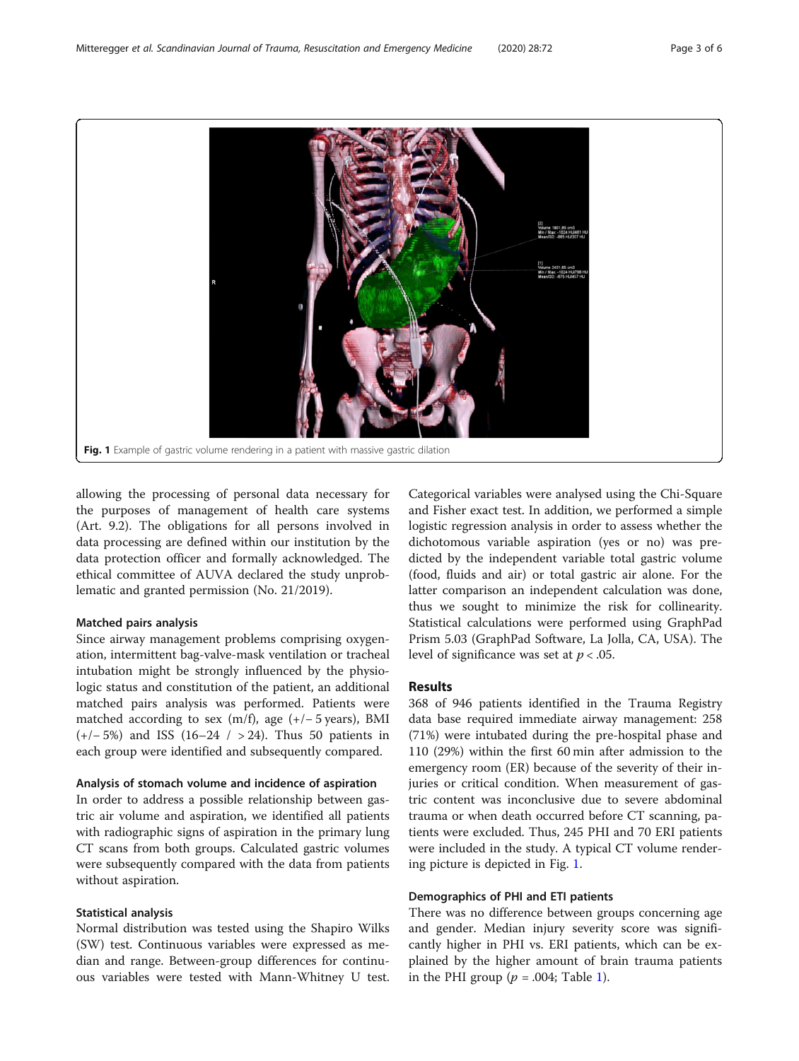Fig. 1 Example of gastric volume rendering in a patient with massive gastric dilation

allowing the processing of personal data necessary for the purposes of management of health care systems (Art. 9.2). The obligations for all persons involved in data processing are defined within our institution by the data protection officer and formally acknowledged. The ethical committee of AUVA declared the study unproblematic and granted permission (No. 21/2019).

### Matched pairs analysis

Since airway management problems comprising oxygenation, intermittent bag-valve-mask ventilation or tracheal intubation might be strongly influenced by the physiologic status and constitution of the patient, an additional matched pairs analysis was performed. Patients were matched according to sex (m/f), age (+/− 5 years), BMI (+/− 5%) and ISS (16–24 / > 24). Thus 50 patients in each group were identified and subsequently compared.

### Analysis of stomach volume and incidence of aspiration

In order to address a possible relationship between gastric air volume and aspiration, we identified all patients with radiographic signs of aspiration in the primary lung CT scans from both groups. Calculated gastric volumes were subsequently compared with the data from patients without aspiration.

### Statistical analysis

Normal distribution was tested using the Shapiro Wilks (SW) test. Continuous variables were expressed as median and range. Between-group differences for continuous variables were tested with Mann-Whitney U test. Categorical variables were analysed using the Chi-Square and Fisher exact test. In addition, we performed a simple logistic regression analysis in order to assess whether the dichotomous variable aspiration (yes or no) was predicted by the independent variable total gastric volume (food, fluids and air) or total gastric air alone. For the latter comparison an independent calculation was done, thus we sought to minimize the risk for collinearity. Statistical calculations were performed using GraphPad Prism 5.03 (GraphPad Software, La Jolla, CA, USA). The level of significance was set at $p < .05$.

## Results

368 of 946 patients identified in the Trauma Registry data base required immediate airway management: 258 (71%) were intubated during the pre-hospital phase and 110 (29%) within the first 60 min after admission to the emergency room (ER) because of the severity of their injuries or critical condition. When measurement of gastric content was inconclusive due to severe abdominal trauma or when death occurred before CT scanning, patients were excluded. Thus, 245 PHI and 70 ERI patients were included in the study. A typical CT volume rendering picture is depicted in Fig. 1.

### Demographics of PHI and ETI patients

There was no difference between groups concerning age and gender. Median injury severity score was significantly higher in PHI vs. ERI patients, which can be explained by the higher amount of brain trauma patients in the PHI group ($p = .004$; Table 1).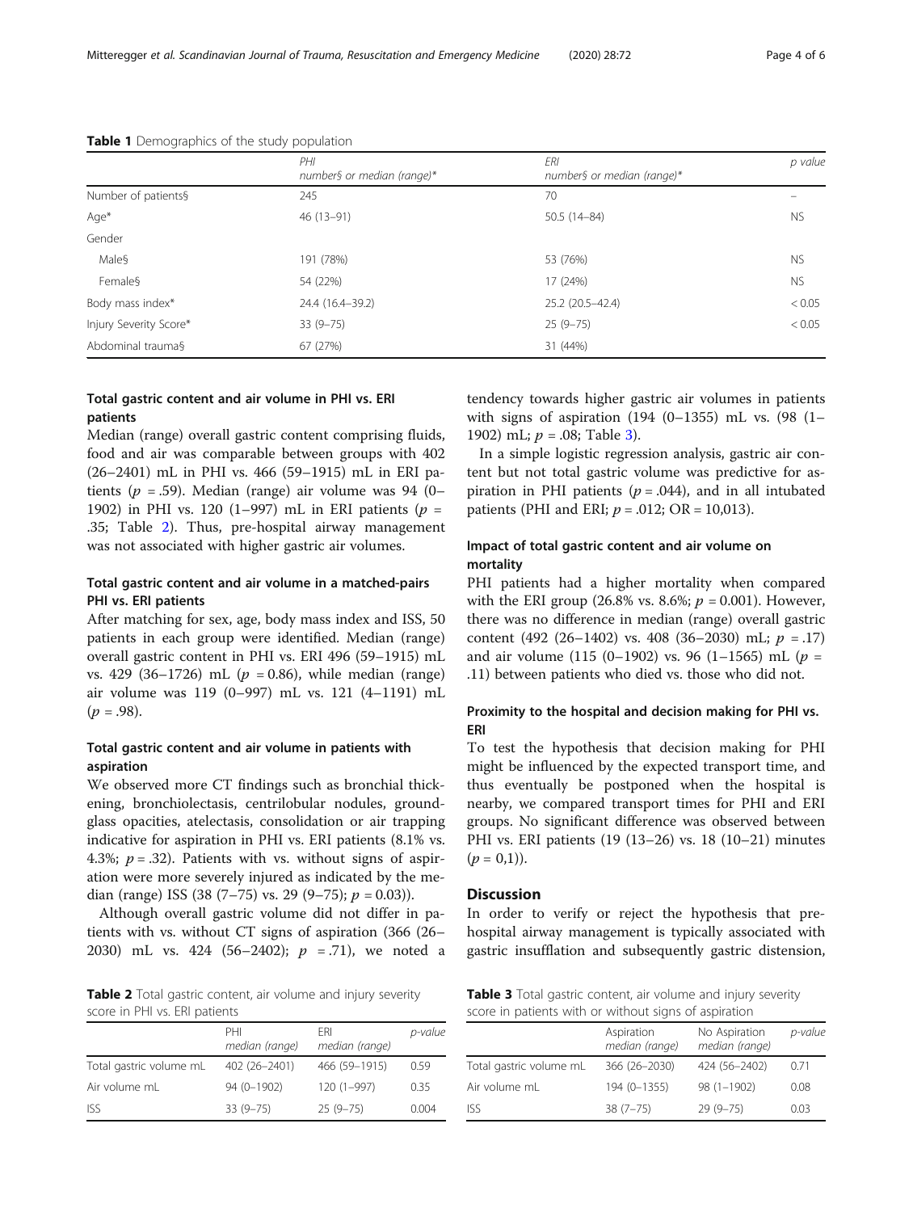**Table 1** Demographics of the study population

| | PHI<br>number§ or median (range)* | ERI<br>number§ or median (range)* | p value |
|---|---|---|---|
| Number of patients§ | 245 | 70 | – |
| Age* | 46 (13–91) | 50.5 (14–84) | NS |
| Gender | | | |
| Male§ | 191 (78%) | 53 (76%) | NS |
| Female§ | 54 (22%) | 17 (24%) | NS |
| Body mass index* | 24.4 (16.4–39.2) | 25.2 (20.5–42.4) | < 0.05 |
| Injury Severity Score* | 33 (9–75) | 25 (9–75) | < 0.05 |
| Abdominal trauma§ | 67 (27%) | 31 (44%) | |

### Total gastric content and air volume in PHI vs. ERI patients

Median (range) overall gastric content comprising fluids, food and air was comparable between groups with 402 (26–2401) mL in PHI vs. 466 (59–1915) mL in ERI patients ($p$ = .59). Median (range) air volume was 94 (0–1902) in PHI vs. 120 (1–997) mL in ERI patients ($p$ = .35; Table 2). Thus, pre-hospital airway management was not associated with higher gastric air volumes.

### Total gastric content and air volume in a matched-pairs PHI vs. ERI patients

After matching for sex, age, body mass index and ISS, 50 patients in each group were identified. Median (range) overall gastric content in PHI vs. ERI 496 (59–1915) mL vs. 429 (36–1726) mL ($p$ = 0.86), while median (range) air volume was 119 (0–997) mL vs. 121 (4–1191) mL ($p$ = .98).

### Total gastric content and air volume in patients with aspiration

We observed more CT findings such as bronchial thickening, bronchiolectasis, centrilobular nodules, ground-glass opacities, atelectasis, consolidation or air trapping indicative for aspiration in PHI vs. ERI patients (8.1% vs. 4.3%; $p$ = .32). Patients with vs. without signs of aspiration were more severely injured as indicated by the median (range) ISS (38 (7–75) vs. 29 (9–75); $p$ = 0.03)).

Although overall gastric volume did not differ in patients with vs. without CT signs of aspiration (366 (26–2030) mL vs. 424 (56–2402); $p$ = .71), we noted a tendency towards higher gastric air volumes in patients with signs of aspiration (194 (0–1355) mL vs. (98 (1–1902) mL; $p$ = .08; Table 3).

In a simple logistic regression analysis, gastric air content but not total gastric volume was predictive for aspiration in PHI patients ($p$ = .044), and in all intubated patients (PHI and ERI; $p$ = .012; OR = 10,013).

### Impact of total gastric content and air volume on mortality

PHI patients had a higher mortality when compared with the ERI group (26.8% vs. 8.6%; $p$ = 0.001). However, there was no difference in median (range) overall gastric content (492 (26–1402) vs. 408 (36–2030) mL; $p$ = .17) and air volume (115 (0–1902) vs. 96 (1–1565) mL ($p$ = .11) between patients who died vs. those who did not.

### Proximity to the hospital and decision making for PHI vs. ERI

To test the hypothesis that decision making for PHI might be influenced by the expected transport time, and thus eventually be postponed when the hospital is nearby, we compared transport times for PHI and ERI groups. No significant difference was observed between PHI vs. ERI patients (19 (13–26) vs. 18 (10–21) minutes ($p$ = 0,1)).

## Discussion

In order to verify or reject the hypothesis that pre-hospital airway management is typically associated with gastric insufflation and subsequently gastric distension,

**Table 2** Total gastric content, air volume and injury severity score in PHI vs. ERI patients

| | PHI<br>median (range) | ERI<br>median (range) | p-value |
|---|---|---|---|
| Total gastric volume mL | 402 (26–2401) | 466 (59–1915) | 0.59 |
| Air volume mL | 94 (0–1902) | 120 (1–997) | 0.35 |
| ISS | 33 (9–75) | 25 (9–75) | 0.004 |

**Table 3** Total gastric content, air volume and injury severity score in patients with or without signs of aspiration

| | Aspiration<br>median (range) | No Aspiration<br>median (range) | p-value |
|---|---|---|---|
| Total gastric volume mL | 366 (26–2030) | 424 (56–2402) | 0.71 |
| Air volume mL | 194 (0–1355) | 98 (1–1902) | 0.08 |
| ISS | 38 (7–75) | 29 (9–75) | 0.03 |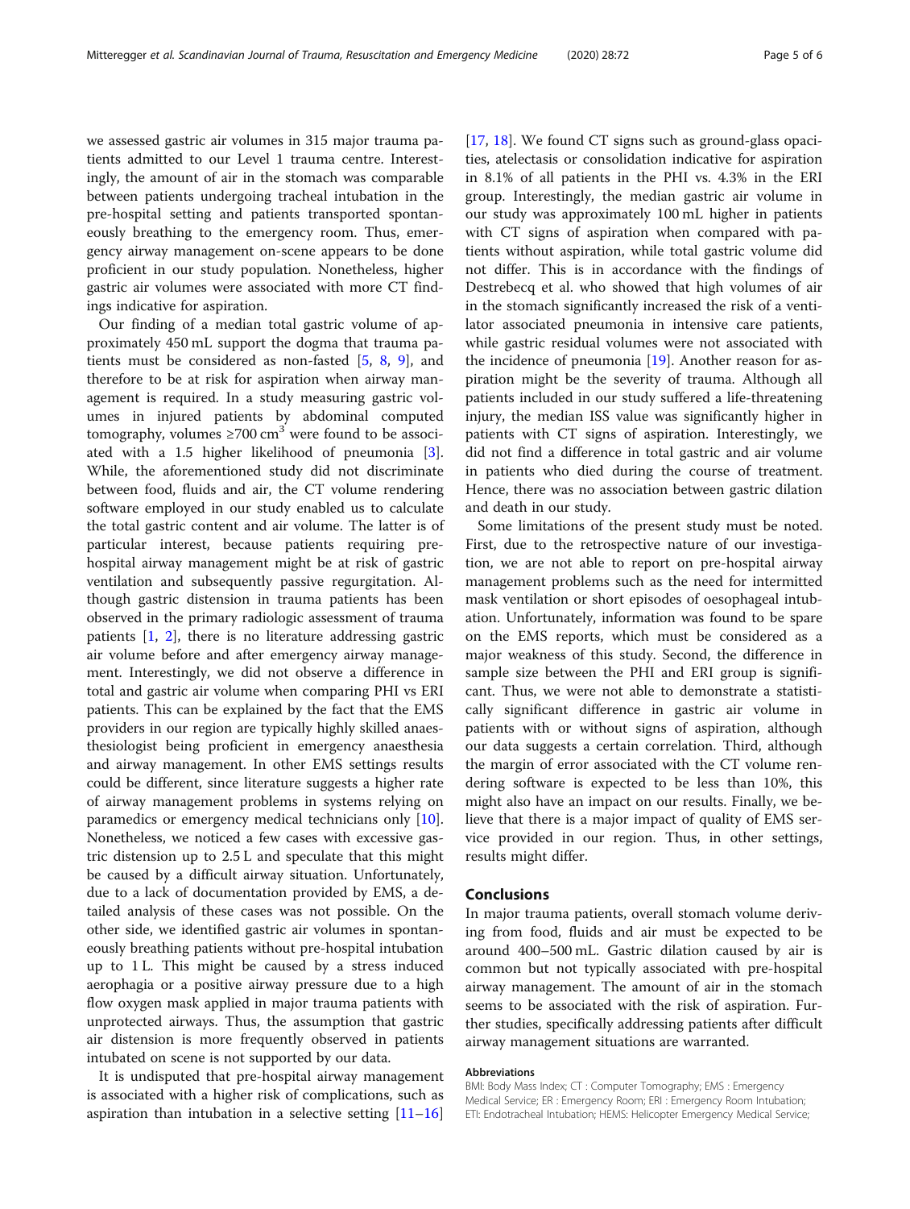we assessed gastric air volumes in 315 major trauma patients admitted to our Level 1 trauma centre. Interestingly, the amount of air in the stomach was comparable between patients undergoing tracheal intubation in the pre-hospital setting and patients transported spontaneously breathing to the emergency room. Thus, emergency airway management on-scene appears to be done proficient in our study population. Nonetheless, higher gastric air volumes were associated with more CT findings indicative for aspiration.

Our finding of a median total gastric volume of approximately 450 mL support the dogma that trauma patients must be considered as non-fasted [5, 8, 9], and therefore to be at risk for aspiration when airway management is required. In a study measuring gastric volumes in injured patients by abdominal computed tomography, volumes ≥700 $cm^3$ were found to be associated with a 1.5 higher likelihood of pneumonia [3]. While, the aforementioned study did not discriminate between food, fluids and air, the CT volume rendering software employed in our study enabled us to calculate the total gastric content and air volume. The latter is of particular interest, because patients requiring pre-hospital airway management might be at risk of gastric ventilation and subsequently passive regurgitation. Although gastric distension in trauma patients has been observed in the primary radiologic assessment of trauma patients [1, 2], there is no literature addressing gastric air volume before and after emergency airway management. Interestingly, we did not observe a difference in total and gastric air volume when comparing PHI vs ERI patients. This can be explained by the fact that the EMS providers in our region are typically highly skilled anaesthesiologist being proficient in emergency anaesthesia and airway management. In other EMS settings results could be different, since literature suggests a higher rate of airway management problems in systems relying on paramedics or emergency medical technicians only [10]. Nonetheless, we noticed a few cases with excessive gastric distension up to 2.5 L and speculate that this might be caused by a difficult airway situation. Unfortunately, due to a lack of documentation provided by EMS, a detailed analysis of these cases was not possible. On the other side, we identified gastric air volumes in spontaneously breathing patients without pre-hospital intubation up to 1 L. This might be caused by a stress induced aerophagia or a positive airway pressure due to a high flow oxygen mask applied in major trauma patients with unprotected airways. Thus, the assumption that gastric air distension is more frequently observed in patients intubated on scene is not supported by our data.

It is undisputed that pre-hospital airway management is associated with a higher risk of complications, such as aspiration than intubation in a selective setting [11–16] [17, 18]. We found CT signs such as ground-glass opacities, atelectasis or consolidation indicative for aspiration in 8.1% of all patients in the PHI vs. 4.3% in the ERI group. Interestingly, the median gastric air volume in our study was approximately 100 mL higher in patients with CT signs of aspiration when compared with patients without aspiration, while total gastric volume did not differ. This is in accordance with the findings of Destrebecq et al. who showed that high volumes of air in the stomach significantly increased the risk of a ventilator associated pneumonia in intensive care patients, while gastric residual volumes were not associated with the incidence of pneumonia [19]. Another reason for aspiration might be the severity of trauma. Although all patients included in our study suffered a life-threatening injury, the median ISS value was significantly higher in patients with CT signs of aspiration. Interestingly, we did not find a difference in total gastric and air volume in patients who died during the course of treatment. Hence, there was no association between gastric dilation and death in our study.

Some limitations of the present study must be noted. First, due to the retrospective nature of our investigation, we are not able to report on pre-hospital airway management problems such as the need for intermitted mask ventilation or short episodes of oesophageal intubation. Unfortunately, information was found to be spare on the EMS reports, which must be considered as a major weakness of this study. Second, the difference in sample size between the PHI and ERI group is significant. Thus, we were not able to demonstrate a statistically significant difference in gastric air volume in patients with or without signs of aspiration, although our data suggests a certain correlation. Third, although the margin of error associated with the CT volume rendering software is expected to be less than 10%, this might also have an impact on our results. Finally, we believe that there is a major impact of quality of EMS service provided in our region. Thus, in other settings, results might differ.

## Conclusions

In major trauma patients, overall stomach volume deriving from food, fluids and air must be expected to be around 400–500 mL. Gastric dilation caused by air is common but not typically associated with pre-hospital airway management. The amount of air in the stomach seems to be associated with the risk of aspiration. Further studies, specifically addressing patients after difficult airway management situations are warranted.

#### Abbreviations

BMI: Body Mass Index; CT : Computer Tomography; EMS : Emergency Medical Service; ER : Emergency Room; ERI : Emergency Room Intubation; ETI: Endotracheal Intubation; HEMS: Helicopter Emergency Medical Service;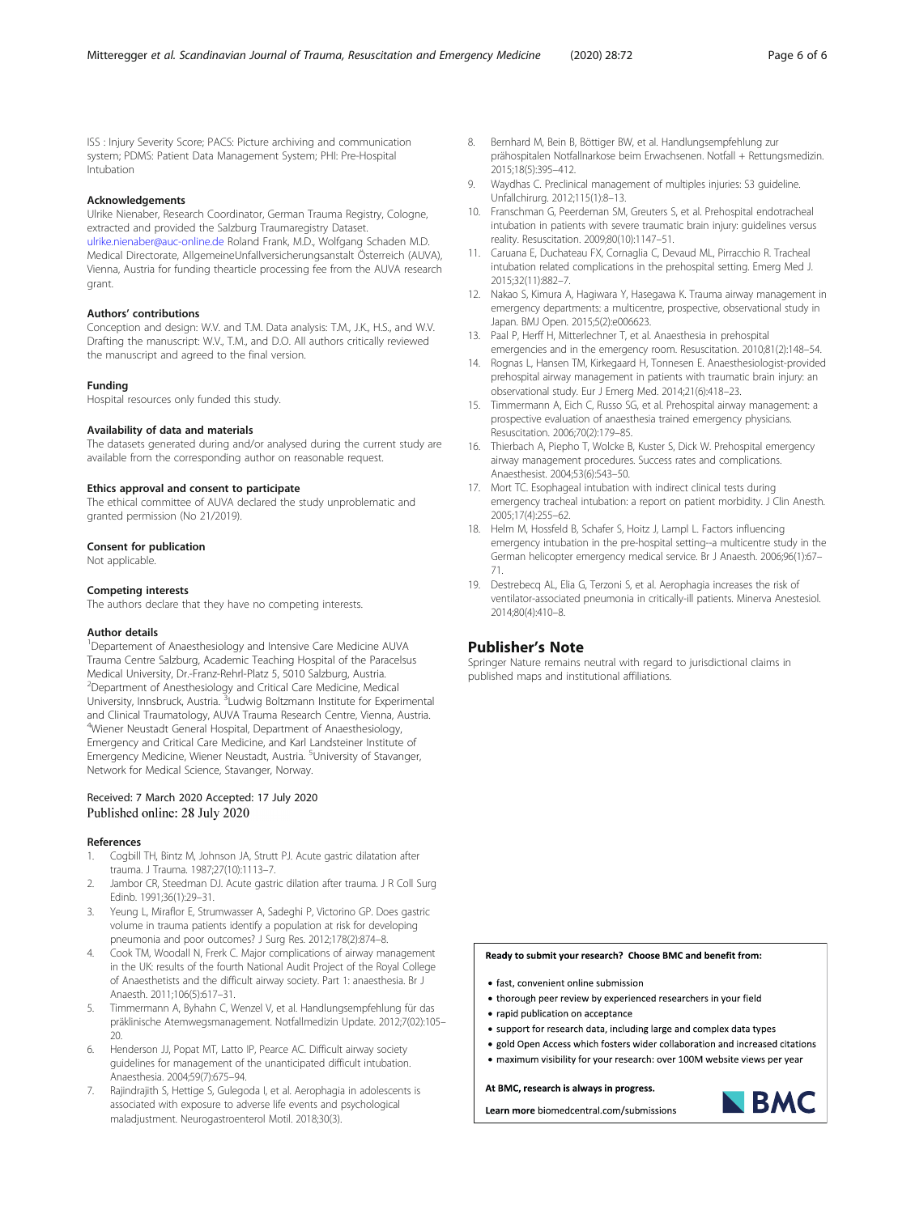ISS : Injury Severity Score; PACS: Picture archiving and communication system; PDMS: Patient Data Management System; PHI: Pre-Hospital Intubation

### Acknowledgements

Ulrike Nienaber, Research Coordinator, German Trauma Registry, Cologne, extracted and provided the Salzburg Traumaregistry Dataset. ulrike.nienaber@auc-online.de Roland Frank, M.D., Wolfgang Schaden M.D. Medical Directorate, AllgemeineUnfallversicherungsanstalt Österreich (AUVA), Vienna, Austria for funding thearticle processing fee from the AUVA research grant.

### Authors' contributions

Conception and design: W.V. and T.M. Data analysis: T.M., J.K., H.S., and W.V. Drafting the manuscript: W.V., T.M., and D.O. All authors critically reviewed the manuscript and agreed to the final version.

### Funding

Hospital resources only funded this study.

### Availability of data and materials

The datasets generated during and/or analysed during the current study are available from the corresponding author on reasonable request.

### Ethics approval and consent to participate

The ethical committee of AUVA declared the study unproblematic and granted permission (No 21/2019).

### Consent for publication

Not applicable.

### Competing interests

The authors declare that they have no competing interests.

### Author details

[1]Departement of Anaesthesiology and Intensive Care Medicine AUVA Trauma Centre Salzburg, Academic Teaching Hospital of the Paracelsus Medical University, Dr.-Franz-Rehrl-Platz 5, 5010 Salzburg, Austria. [2]Department of Anesthesiology and Critical Care Medicine, Medical University, Innsbruck, Austria. [3]Ludwig Boltzmann Institute for Experimental and Clinical Traumatology, AUVA Trauma Research Centre, Vienna, Austria. [4]Wiener Neustadt General Hospital, Department of Anaesthesiology, Emergency and Critical Care Medicine, and Karl Landsteiner Institute of Emergency Medicine, Wiener Neustadt, Austria. [5]University of Stavanger, Network for Medical Science, Stavanger, Norway.

Received: 7 March 2020 Accepted: 17 July 2020
Published online: 28 July 2020

### References

1. Cogbill TH, Bintz M, Johnson JA, Strutt PJ. Acute gastric dilatation after trauma. J Trauma. 1987;27(10):1113–7.
2. Jambor CR, Steedman DJ. Acute gastric dilation after trauma. J R Coll Surg Edinb. 1991;36(1):29–31.
3. Yeung L, Miraflor E, Strumwasser A, Sadeghi P, Victorino GP. Does gastric volume in trauma patients identify a population at risk for developing pneumonia and poor outcomes? J Surg Res. 2012;178(2):874–8.
4. Cook TM, Woodall N, Frerk C. Major complications of airway management in the UK: results of the fourth National Audit Project of the Royal College of Anaesthetists and the difficult airway society. Part 1: anaesthesia. Br J Anaesth. 2011;106(5):617–31.
5. Timmermann A, Byhahn C, Wenzel V, et al. Handlungsempfehlung für das präklinische Atemwegsmanagement. Notfallmedizin Update. 2012;7(02):105–20.
6. Henderson JJ, Popat MT, Latto IP, Pearce AC. Difficult airway society guidelines for management of the unanticipated difficult intubation. Anaesthesia. 2004;59(7):675–94.
7. Rajindrajith S, Hettige S, Gulegoda I, et al. Aerophagia in adolescents is associated with exposure to adverse life events and psychological maladjustment. Neurogastroenterol Motil. 2018;30(3).
8. Bernhard M, Bein B, Böttiger BW, et al. Handlungsempfehlung zur prähospitalen Notfallnarkose beim Erwachsenen. Notfall + Rettungsmedizin. 2015;18(5):395–412.
9. Waydhas C. Preclinical management of multiples injuries: S3 guideline. Unfallchirurg. 2012;115(1):8–13.
10. Franschman G, Peerdeman SM, Greuters S, et al. Prehospital endotracheal intubation in patients with severe traumatic brain injury: guidelines versus reality. Resuscitation. 2009;80(10):1147–51.
11. Caruana E, Duchateau FX, Cornaglia C, Devaud ML, Pirracchio R. Tracheal intubation related complications in the prehospital setting. Emerg Med J. 2015;32(11):882–7.
12. Nakao S, Kimura A, Hagiwara Y, Hasegawa K. Trauma airway management in emergency departments: a multicentre, prospective, observational study in Japan. BMJ Open. 2015;5(2):e006623.
13. Paal P, Herff H, Mitterlechner T, et al. Anaesthesia in prehospital emergencies and in the emergency room. Resuscitation. 2010;81(2):148–54.
14. Rognas L, Hansen TM, Kirkegaard H, Tonnesen E. Anaesthesiologist-provided prehospital airway management in patients with traumatic brain injury: an observational study. Eur J Emerg Med. 2014;21(6):418–23.
15. Timmermann A, Eich C, Russo SG, et al. Prehospital airway management: a prospective evaluation of anaesthesia trained emergency physicians. Resuscitation. 2006;70(2):179–85.
16. Thierbach A, Piepho T, Wolcke B, Kuster S, Dick W. Prehospital emergency airway management procedures. Success rates and complications. Anaesthesist. 2004;53(6):543–50.
17. Mort TC. Esophageal intubation with indirect clinical tests during emergency tracheal intubation: a report on patient morbidity. J Clin Anesth. 2005;17(4):255–62.
18. Helm M, Hossfeld B, Schafer S, Hoitz J, Lampl L. Factors influencing emergency intubation in the pre-hospital setting--a multicentre study in the German helicopter emergency medical service. Br J Anaesth. 2006;96(1):67–71.
19. Destrebecq AL, Elia G, Terzoni S, et al. Aerophagia increases the risk of ventilator-associated pneumonia in critically-ill patients. Minerva Anestesiol. 2014;80(4):410–8.

## Publisher's Note

Springer Nature remains neutral with regard to jurisdictional claims in published maps and institutional affiliations.